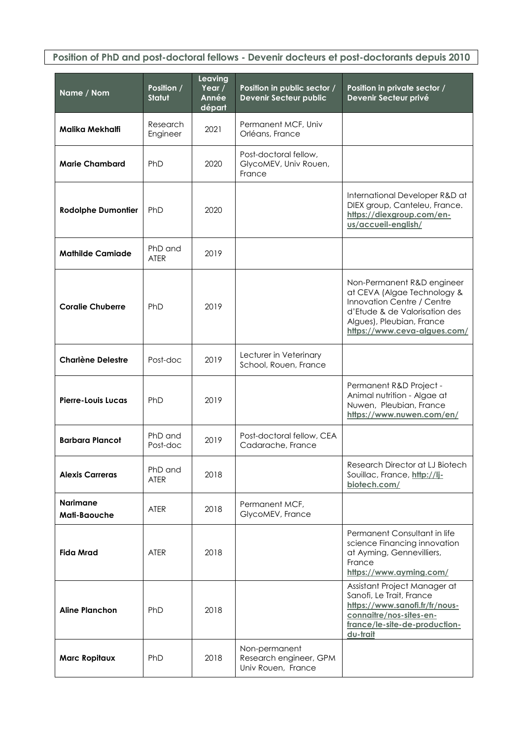# Position of PhD and post-doctoral fellows - Devenir docteurs et post-doctorants depuis 2010

| Name / Nom | Position / Statut | Leaving Year / Année départ | Position in public sector / Devenir Secteur public | Position in private sector / Devenir Secteur privé |
|---|---|---|---|---|
| **Malika Mekhalfi** | Research Engineer | 2021 | Permanent MCF, Univ Orléans, France | |
| **Marie Chambard** | PhD | 2020 | Post-doctoral fellow, GlycoMEV, Univ Rouen, France | |
| **Rodolphe Dumontier** | PhD | 2020 | | International Developer R&D at DIEX group, Canteleu, France. https://diexgroup.com/en-us/accueil-english/ |
| **Mathilde Camiade** | PhD and ATER | 2019 | | |
| **Coralie Chuberre** | PhD | 2019 | | Non-Permanent R&D engineer at CEVA (Algae Technology & Innovation Centre / Centre d'Etude & de Valorisation des Algues), Pleubian, France https://www.ceva-algues.com/ |
| **Charlène Delestre** | Post-doc | 2019 | Lecturer in Veterinary School, Rouen, France | |
| **Pierre-Louis Lucas** | PhD | 2019 | | Permanent R&D Project - Animal nutrition - Algae at Nuwen, Pleubian, France https://www.nuwen.com/en/ |
| **Barbara Plancot** | PhD and Post-doc | 2019 | Post-doctoral fellow, CEA Cadarache, France | |
| **Alexis Carreras** | PhD and ATER | 2018 | | Research Director at LJ Biotech Souillac, France, http://lj-biotech.com/ |
| **Narimane Mati-Baouche** | ATER | 2018 | Permanent MCF, GlycoMEV, France | |
| **Fida Mrad** | ATER | 2018 | | Permanent Consultant in life science Financing innovation at Ayming, Gennevilliers, France https://www.ayming.com/ |
| **Aline Planchon** | PhD | 2018 | | Assistant Project Manager at Sanofi, Le Trait, France https://www.sanofi.fr/fr/nous-connaitre/nos-sites-en-france/le-site-de-production-du-trait |
| **Marc Ropitaux** | PhD | 2018 | Non-permanent Research engineer, GPM Univ Rouen, France | |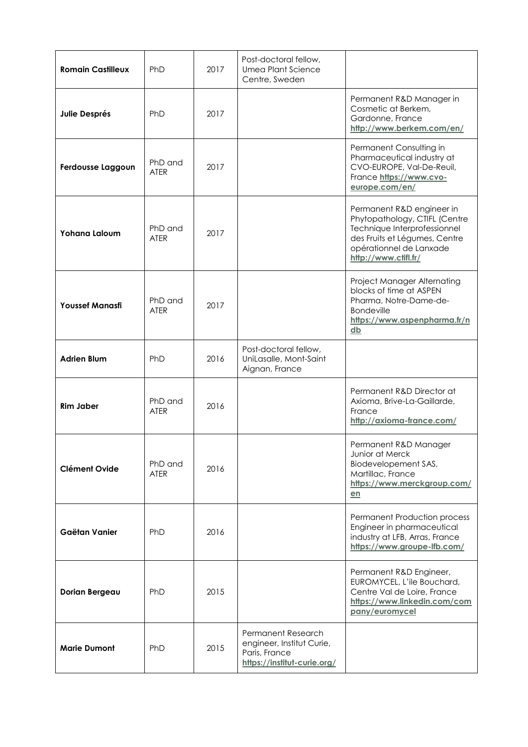| | | | | |
|---|---|---|---|---|
| **Romain Castilleux** | PhD | 2017 | Post-doctoral fellow, Umea Plant Science Centre, Sweden | |
| **Julie Després** | PhD | 2017 | | Permanent R&D Manager in Cosmetic at Berkem, Gardonne, France http://www.berkem.com/en/ |
| **Ferdousse Laggoun** | PhD and ATER | 2017 | | Permanent Consulting in Pharmaceutical industry at CVO-EUROPE, Val-De-Reuil, France https://www.cvo-europe.com/en/ |
| **Yohana Laloum** | PhD and ATER | 2017 | | Permanent R&D engineer in Phytopathology, CTIFL (Centre Technique Interprofessionnel des Fruits et Légumes, Centre opérationnel de Lanxade http://www.ctifl.fr/ |
| **Youssef Manasfi** | PhD and ATER | 2017 | | Project Manager Alternating blocks of time at ASPEN Pharma, Notre-Dame-de-Bondeville https://www.aspenpharma.fr/ndb |
| **Adrien Blum** | PhD | 2016 | Post-doctoral fellow, UniLasalle, Mont-Saint Aignan, France | |
| **Rim Jaber** | PhD and ATER | 2016 | | Permanent R&D Director at Axioma, Brive-La-Gaillarde, France http://axioma-france.com/ |
| **Clément Ovide** | PhD and ATER | 2016 | | Permanent R&D Manager Junior at Merck Biodevelopement SAS, Martillac, France https://www.merckgroup.com/en |
| **Gaëtan Vanier** | PhD | 2016 | | Permanent Production process Engineer in pharmaceutical industry at LFB, Arras, France https://www.groupe-lfb.com/ |
| **Dorian Bergeau** | PhD | 2015 | | Permanent R&D Engineer, EUROMYCEL, L'île Bouchard, Centre Val de Loire, France https://www.linkedin.com/company/euromycel |
| **Marie Dumont** | PhD | 2015 | Permanent Research engineer, Institut Curie, Paris, France https://institut-curie.org/ | |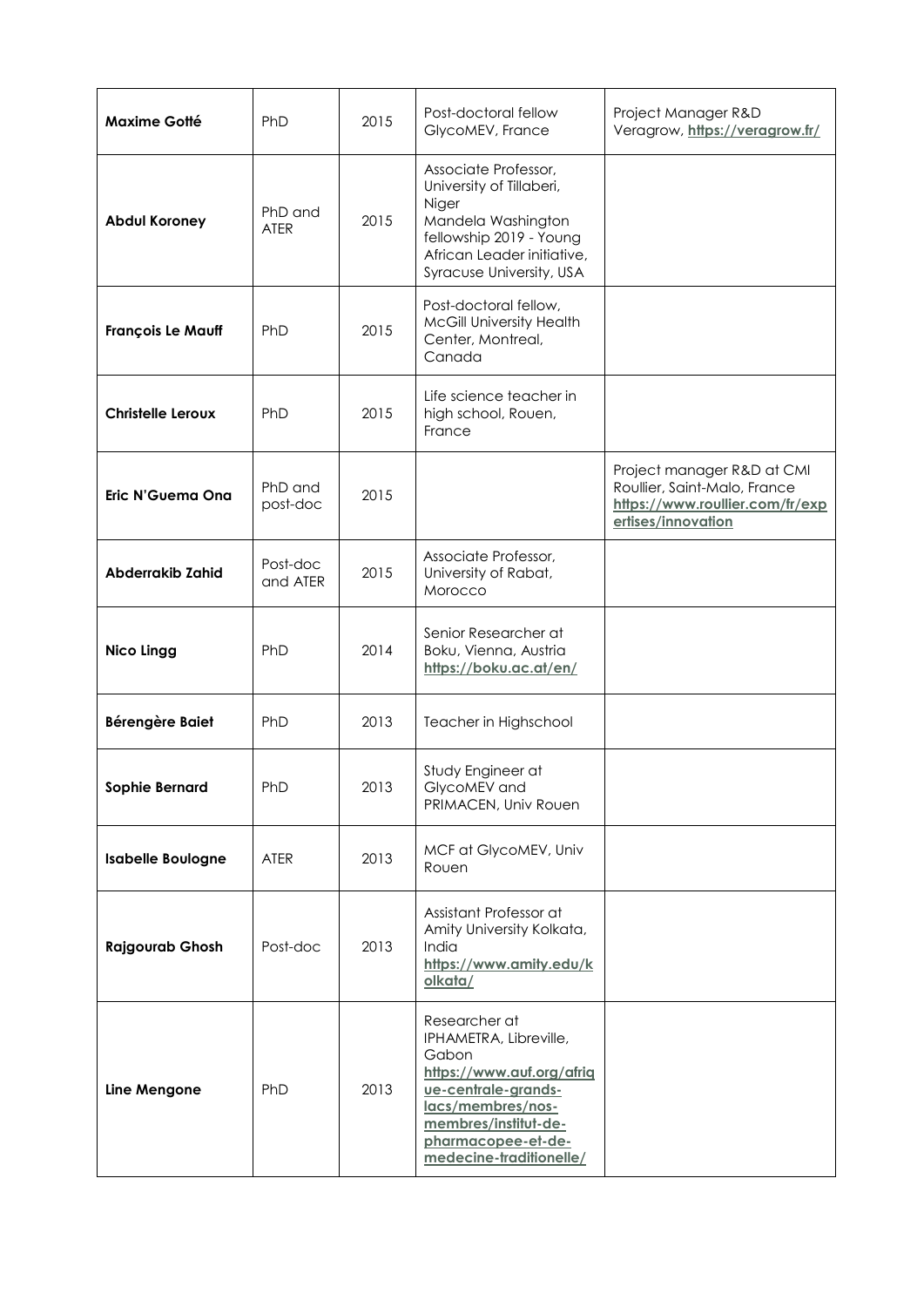| | | | | |
|---|---|---|---|---|
| **Maxime Gotté** | PhD | 2015 | Post-doctoral fellow GlycoMEV, France | Project Manager R&D Veragrow, **https://veragrow.fr/** |
| **Abdul Koroney** | PhD and ATER | 2015 | Associate Professor, University of Tillaberi, Niger<br>Mandela Washington fellowship 2019 - Young African Leader initiative, Syracuse University, USA | |
| **François Le Mauff** | PhD | 2015 | Post-doctoral fellow, McGill University Health Center, Montreal, Canada | |
| **Christelle Leroux** | PhD | 2015 | Life science teacher in high school, Rouen, France | |
| **Eric N'Guema Ona** | PhD and post-doc | 2015 | | Project manager R&D at CMI Roullier, Saint-Malo, France **https://www.roullier.com/fr/expertises/innovation** |
| **Abderrakib Zahid** | Post-doc and ATER | 2015 | Associate Professor, University of Rabat, Morocco | |
| **Nico Lingg** | PhD | 2014 | Senior Researcher at Boku, Vienna, Austria **https://boku.ac.at/en/** | |
| **Bérengère Baiet** | PhD | 2013 | Teacher in Highschool | |
| **Sophie Bernard** | PhD | 2013 | Study Engineer at GlycoMEV and PRIMACEN, Univ Rouen | |
| **Isabelle Boulogne** | ATER | 2013 | MCF at GlycoMEV, Univ Rouen | |
| **Rajgourab Ghosh** | Post-doc | 2013 | Assistant Professor at Amity University Kolkata, India **https://www.amity.edu/kolkata/** | |
| **Line Mengone** | PhD | 2013 | Researcher at IPHAMETRA, Libreville, Gabon **https://www.auf.org/afrique-centrale-grands-lacs/membres/nos-membres/institut-de-pharmacopee-et-de-medecine-traditionelle/** | |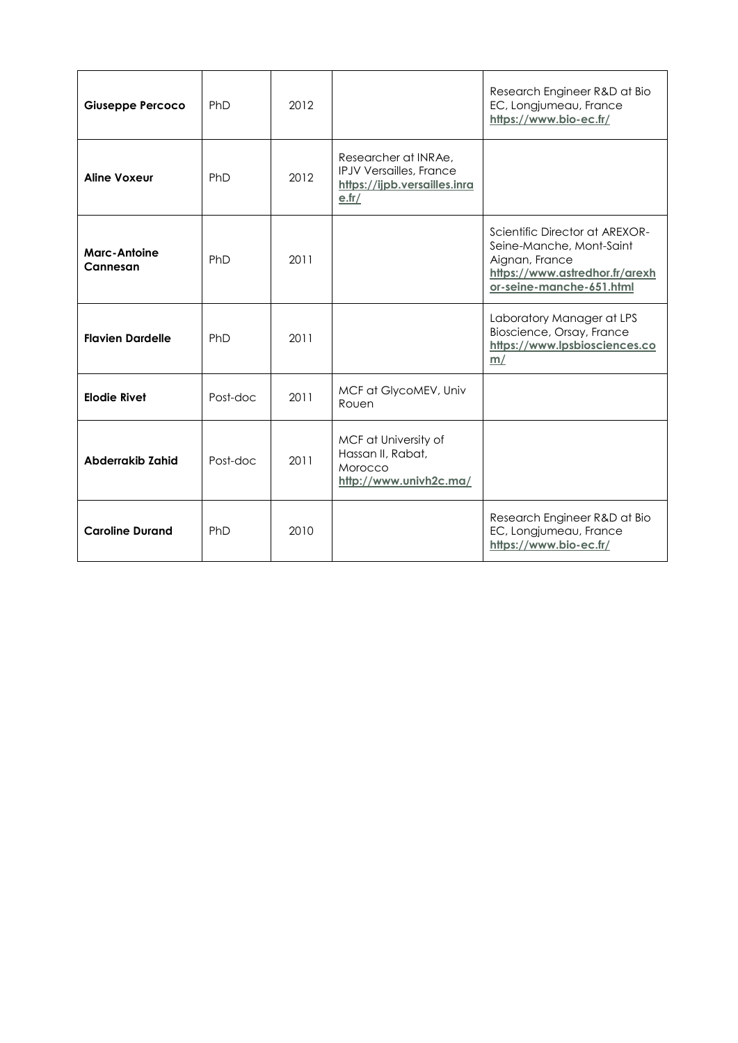| | | | | |
|---|---|---|---|---|
| **Giuseppe Percoco** | PhD | 2012 | | Research Engineer R&D at Bio EC, Longjumeau, France https://www.bio-ec.fr/ |
| **Aline Voxeur** | PhD | 2012 | Researcher at INRAe, IPJV Versailles, France https://ijpb.versailles.inrae.fr/ | |
| **Marc-Antoine Cannesan** | PhD | 2011 | | Scientific Director at AREXOR-Seine-Manche, Mont-Saint Aignan, France https://www.astredhor.fr/arexhor-seine-manche-651.html |
| **Flavien Dardelle** | PhD | 2011 | | Laboratory Manager at LPS Bioscience, Orsay, France https://www.lpsbiosciences.com/ |
| **Elodie Rivet** | Post-doc | 2011 | MCF at GlycoMEV, Univ Rouen | |
| **Abderrakib Zahid** | Post-doc | 2011 | MCF at University of Hassan II, Rabat, Morocco http://www.univh2c.ma/ | |
| **Caroline Durand** | PhD | 2010 | | Research Engineer R&D at Bio EC, Longjumeau, France https://www.bio-ec.fr/ |